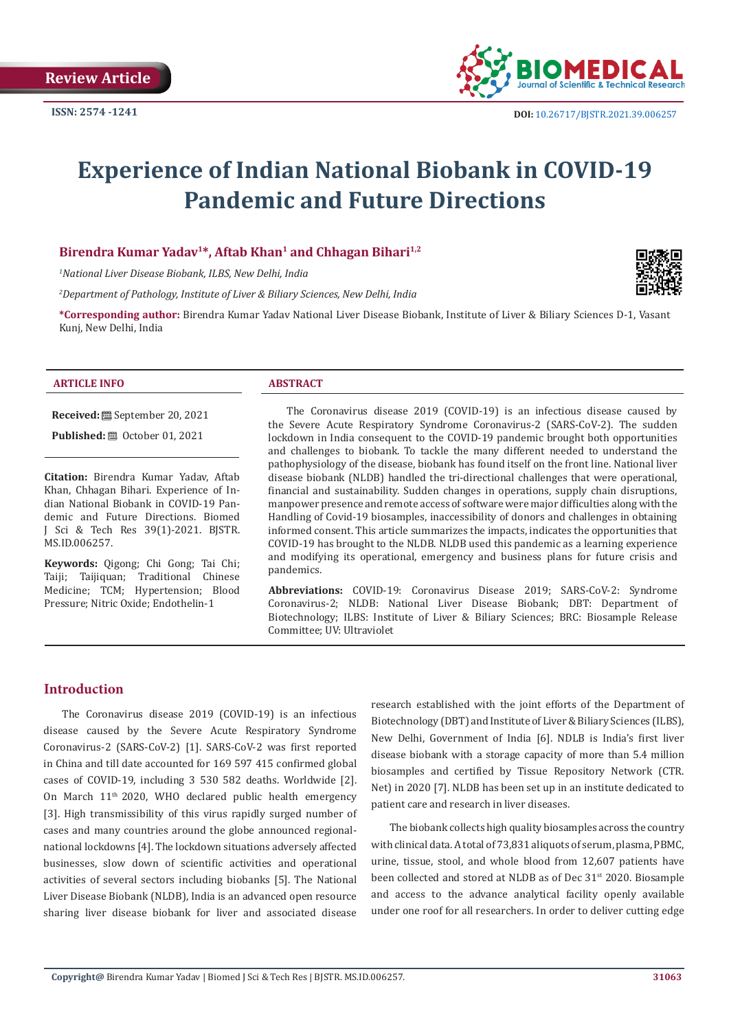Review Article

ISSN: 2574 -1241

DOI: 10.26717/BJSTR.2021.39.006257

# Experience of Indian National Biobank in COVID-19 Pandemic and Future Directions

**Birendra Kumar Yadav[1]*, Aftab Khan[1] and Chhagan Bihari[1,2]**

*[1]National Liver Disease Biobank, ILBS, New Delhi, India*

*[2]Department of Pathology, Institute of Liver & Biliary Sciences, New Delhi, India*

***Corresponding author:** Birendra Kumar Yadav National Liver Disease Biobank, Institute of Liver & Biliary Sciences D-1, Vasant Kunj, New Delhi, India

**ARTICLE INFO**

**Received:** September 20, 2021

**Published:** October 01, 2021

**Citation:** Birendra Kumar Yadav, Aftab Khan, Chhagan Bihari. Experience of Indian National Biobank in COVID-19 Pandemic and Future Directions. Biomed J Sci & Tech Res 39(1)-2021. BJSTR. MS.ID.006257.

**Keywords:** Qigong; Chi Gong; Tai Chi; Taiji; Taijiquan; Traditional Chinese Medicine; TCM; Hypertension; Blood Pressure; Nitric Oxide; Endothelin-1

**ABSTRACT**

The Coronavirus disease 2019 (COVID-19) is an infectious disease caused by the Severe Acute Respiratory Syndrome Coronavirus-2 (SARS-CoV-2). The sudden lockdown in India consequent to the COVID-19 pandemic brought both opportunities and challenges to biobank. To tackle the many different needed to understand the pathophysiology of the disease, biobank has found itself on the front line. National liver disease biobank (NLDB) handled the tri-directional challenges that were operational, financial and sustainability. Sudden changes in operations, supply chain disruptions, manpower presence and remote access of software were major difficulties along with the Handling of Covid-19 biosamples, inaccessibility of donors and challenges in obtaining informed consent. This article summarizes the impacts, indicates the opportunities that COVID-19 has brought to the NLDB. NLDB used this pandemic as a learning experience and modifying its operational, emergency and business plans for future crisis and pandemics.

**Abbreviations:** COVID-19: Coronavirus Disease 2019; SARS-CoV-2: Syndrome Coronavirus-2; NLDB: National Liver Disease Biobank; DBT: Department of Biotechnology; ILBS: Institute of Liver & Biliary Sciences; BRC: Biosample Release Committee; UV: Ultraviolet

## Introduction

The Coronavirus disease 2019 (COVID-19) is an infectious disease caused by the Severe Acute Respiratory Syndrome Coronavirus-2 (SARS-CoV-2) [1]. SARS-CoV-2 was first reported in China and till date accounted for 169 597 415 confirmed global cases of COVID-19, including 3 530 582 deaths. Worldwide [2]. On March 11th 2020, WHO declared public health emergency [3]. High transmissibility of this virus rapidly surged number of cases and many countries around the globe announced regional-national lockdowns [4]. The lockdown situations adversely affected businesses, slow down of scientific activities and operational activities of several sectors including biobanks [5]. The National Liver Disease Biobank (NLDB), India is an advanced open resource sharing liver disease biobank for liver and associated disease research established with the joint efforts of the Department of Biotechnology (DBT) and Institute of Liver & Biliary Sciences (ILBS), New Delhi, Government of India [6]. NDLB is India's first liver disease biobank with a storage capacity of more than 5.4 million biosamples and certified by Tissue Repository Network (CTR. Net) in 2020 [7]. NLDB has been set up in an institute dedicated to patient care and research in liver diseases.

The biobank collects high quality biosamples across the country with clinical data. A total of 73,831 aliquots of serum, plasma, PBMC, urine, tissue, stool, and whole blood from 12,607 patients have been collected and stored at NLDB as of Dec 31st 2020. Biosample and access to the advance analytical facility openly available under one roof for all researchers. In order to deliver cutting edge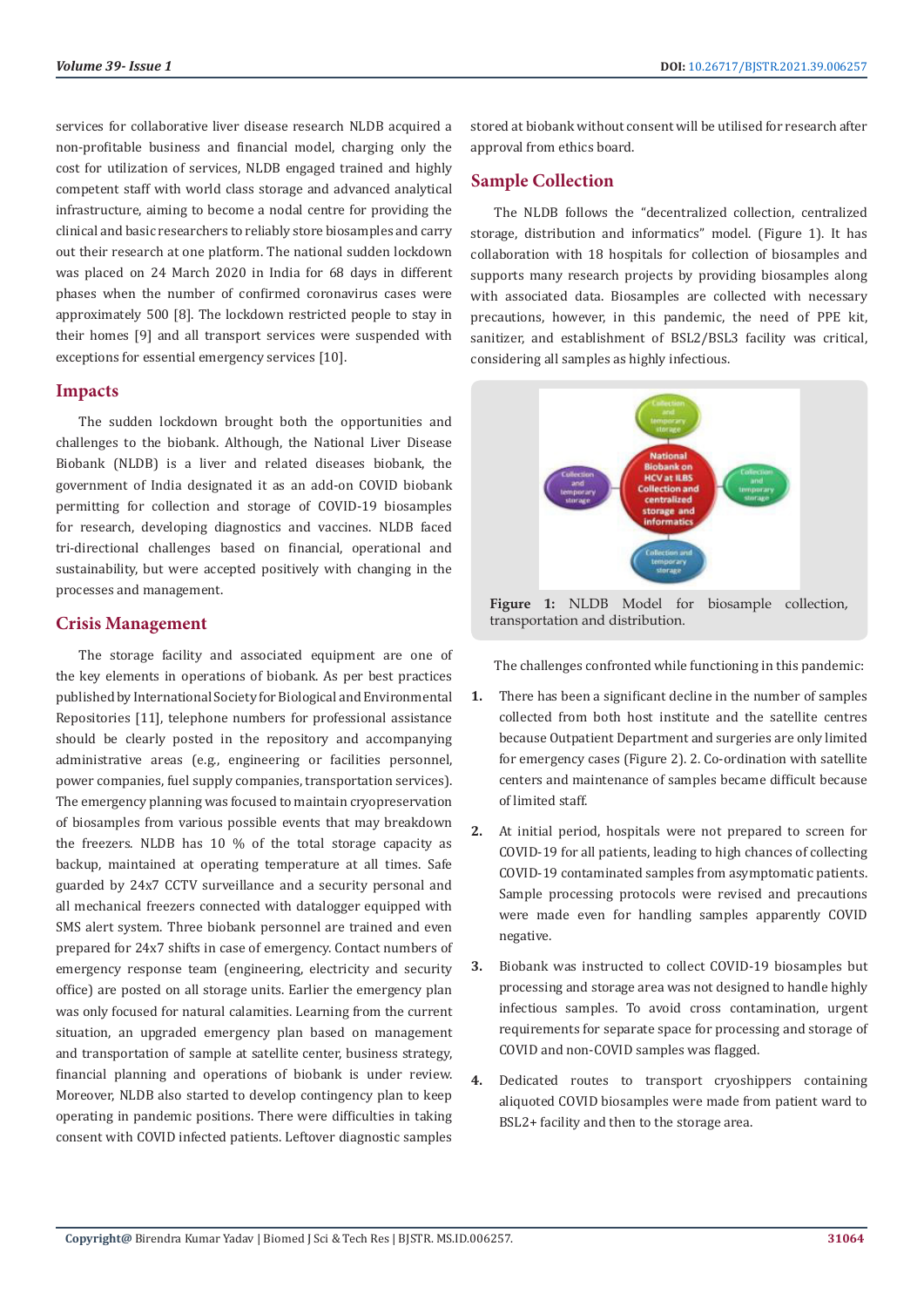services for collaborative liver disease research NLDB acquired a non-profitable business and financial model, charging only the cost for utilization of services, NLDB engaged trained and highly competent staff with world class storage and advanced analytical infrastructure, aiming to become a nodal centre for providing the clinical and basic researchers to reliably store biosamples and carry out their research at one platform. The national sudden lockdown was placed on 24 March 2020 in India for 68 days in different phases when the number of confirmed coronavirus cases were approximately 500 [8]. The lockdown restricted people to stay in their homes [9] and all transport services were suspended with exceptions for essential emergency services [10].

## Impacts

The sudden lockdown brought both the opportunities and challenges to the biobank. Although, the National Liver Disease Biobank (NLDB) is a liver and related diseases biobank, the government of India designated it as an add-on COVID biobank permitting for collection and storage of COVID-19 biosamples for research, developing diagnostics and vaccines. NLDB faced tri-directional challenges based on financial, operational and sustainability, but were accepted positively with changing in the processes and management.

## Crisis Management

The storage facility and associated equipment are one of the key elements in operations of biobank. As per best practices published by International Society for Biological and Environmental Repositories [11], telephone numbers for professional assistance should be clearly posted in the repository and accompanying administrative areas (e.g., engineering or facilities personnel, power companies, fuel supply companies, transportation services). The emergency planning was focused to maintain cryopreservation of biosamples from various possible events that may breakdown the freezers. NLDB has 10 % of the total storage capacity as backup, maintained at operating temperature at all times. Safe guarded by 24x7 CCTV surveillance and a security personal and all mechanical freezers connected with datalogger equipped with SMS alert system. Three biobank personnel are trained and even prepared for 24x7 shifts in case of emergency. Contact numbers of emergency response team (engineering, electricity and security office) are posted on all storage units. Earlier the emergency plan was only focused for natural calamities. Learning from the current situation, an upgraded emergency plan based on management and transportation of sample at satellite center, business strategy, financial planning and operations of biobank is under review. Moreover, NLDB also started to develop contingency plan to keep operating in pandemic positions. There were difficulties in taking consent with COVID infected patients. Leftover diagnostic samples stored at biobank without consent will be utilised for research after approval from ethics board.

## Sample Collection

The NLDB follows the "decentralized collection, centralized storage, distribution and informatics" model. (Figure 1). It has collaboration with 18 hospitals for collection of biosamples and supports many research projects by providing biosamples along with associated data. Biosamples are collected with necessary precautions, however, in this pandemic, the need of PPE kit, sanitizer, and establishment of BSL2/BSL3 facility was critical, considering all samples as highly infectious.

**Figure 1:** NLDB Model for biosample collection, transportation and distribution.

The challenges confronted while functioning in this pandemic:

1. There has been a significant decline in the number of samples collected from both host institute and the satellite centres because Outpatient Department and surgeries are only limited for emergency cases (Figure 2). 2. Co-ordination with satellite centers and maintenance of samples became difficult because of limited staff.
2. At initial period, hospitals were not prepared to screen for COVID-19 for all patients, leading to high chances of collecting COVID-19 contaminated samples from asymptomatic patients. Sample processing protocols were revised and precautions were made even for handling samples apparently COVID negative.
3. Biobank was instructed to collect COVID-19 biosamples but processing and storage area was not designed to handle highly infectious samples. To avoid cross contamination, urgent requirements for separate space for processing and storage of COVID and non-COVID samples was flagged.
4. Dedicated routes to transport cryoshippers containing aliquoted COVID biosamples were made from patient ward to BSL2+ facility and then to the storage area.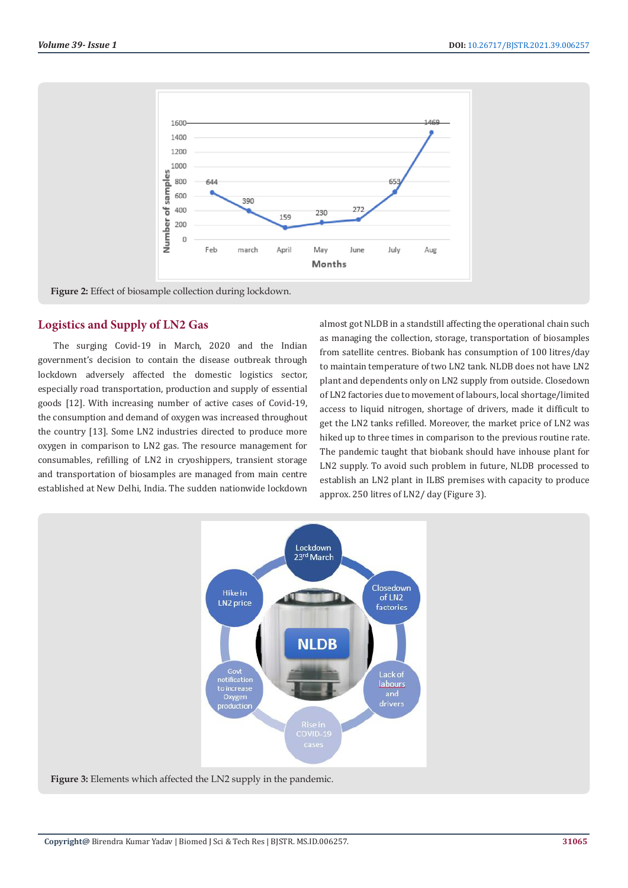Figure 2: Effect of biosample collection during lockdown.

## Logistics and Supply of LN2 Gas

The surging Covid-19 in March, 2020 and the Indian government's decision to contain the disease outbreak through lockdown adversely affected the domestic logistics sector, especially road transportation, production and supply of essential goods [12]. With increasing number of active cases of Covid-19, the consumption and demand of oxygen was increased throughout the country [13]. Some LN2 industries directed to produce more oxygen in comparison to LN2 gas. The resource management for consumables, refilling of LN2 in cryoshippers, transient storage and transportation of biosamples are managed from main centre established at New Delhi, India. The sudden nationwide lockdown almost got NLDB in a standstill affecting the operational chain such as managing the collection, storage, transportation of biosamples from satellite centres. Biobank has consumption of 100 litres/day to maintain temperature of two LN2 tank. NLDB does not have LN2 plant and dependents only on LN2 supply from outside. Closedown of LN2 factories due to movement of labours, local shortage/limited access to liquid nitrogen, shortage of drivers, made it difficult to get the LN2 tanks refilled. Moreover, the market price of LN2 was hiked up to three times in comparison to the previous routine rate. The pandemic taught that biobank should have inhouse plant for LN2 supply. To avoid such problem in future, NLDB processed to establish an LN2 plant in ILBS premises with capacity to produce approx. 250 litres of LN2/ day (Figure 3).

Figure 3: Elements which affected the LN2 supply in the pandemic.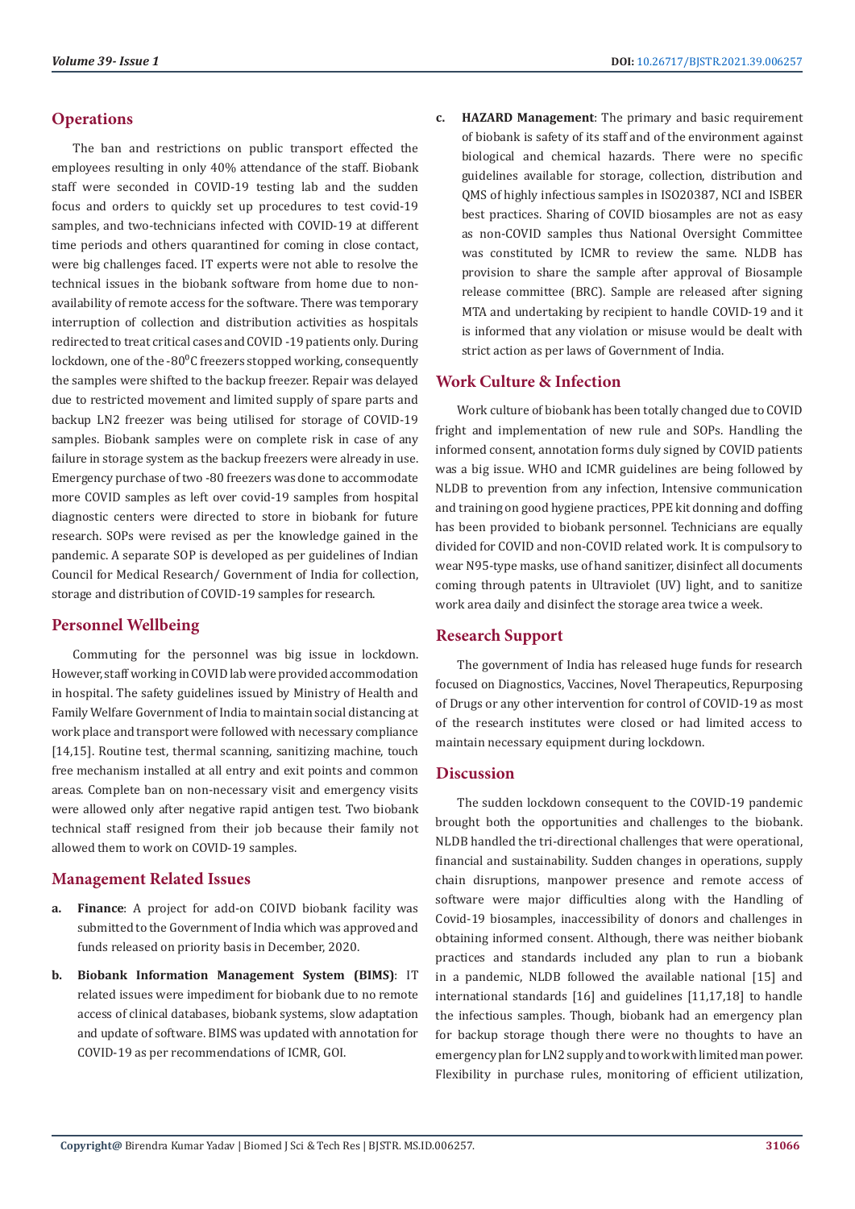## Operations

The ban and restrictions on public transport effected the employees resulting in only 40% attendance of the staff. Biobank staff were seconded in COVID-19 testing lab and the sudden focus and orders to quickly set up procedures to test covid-19 samples, and two-technicians infected with COVID-19 at different time periods and others quarantined for coming in close contact, were big challenges faced. IT experts were not able to resolve the technical issues in the biobank software from home due to non-availability of remote access for the software. There was temporary interruption of collection and distribution activities as hospitals redirected to treat critical cases and COVID -19 patients only. During lockdown, one of the -80$^0$C freezers stopped working, consequently the samples were shifted to the backup freezer. Repair was delayed due to restricted movement and limited supply of spare parts and backup LN2 freezer was being utilised for storage of COVID-19 samples. Biobank samples were on complete risk in case of any failure in storage system as the backup freezers were already in use. Emergency purchase of two -80 freezers was done to accommodate more COVID samples as left over covid-19 samples from hospital diagnostic centers were directed to store in biobank for future research. SOPs were revised as per the knowledge gained in the pandemic. A separate SOP is developed as per guidelines of Indian Council for Medical Research/ Government of India for collection, storage and distribution of COVID-19 samples for research.

## Personnel Wellbeing

Commuting for the personnel was big issue in lockdown. However, staff working in COVID lab were provided accommodation in hospital. The safety guidelines issued by Ministry of Health and Family Welfare Government of India to maintain social distancing at work place and transport were followed with necessary compliance [14,15]. Routine test, thermal scanning, sanitizing machine, touch free mechanism installed at all entry and exit points and common areas. Complete ban on non-necessary visit and emergency visits were allowed only after negative rapid antigen test. Two biobank technical staff resigned from their job because their family not allowed them to work on COVID-19 samples.

## Management Related Issues

a. **Finance**: A project for add-on COIVD biobank facility was submitted to the Government of India which was approved and funds released on priority basis in December, 2020.

b. **Biobank Information Management System (BIMS)**: IT related issues were impediment for biobank due to no remote access of clinical databases, biobank systems, slow adaptation and update of software. BIMS was updated with annotation for COVID-19 as per recommendations of ICMR, GOI.

c. **HAZARD Management**: The primary and basic requirement of biobank is safety of its staff and of the environment against biological and chemical hazards. There were no specific guidelines available for storage, collection, distribution and QMS of highly infectious samples in ISO20387, NCI and ISBER best practices. Sharing of COVID biosamples are not as easy as non-COVID samples thus National Oversight Committee was constituted by ICMR to review the same. NLDB has provision to share the sample after approval of Biosample release committee (BRC). Sample are released after signing MTA and undertaking by recipient to handle COVID-19 and it is informed that any violation or misuse would be dealt with strict action as per laws of Government of India.

## Work Culture & Infection

Work culture of biobank has been totally changed due to COVID fright and implementation of new rule and SOPs. Handling the informed consent, annotation forms duly signed by COVID patients was a big issue. WHO and ICMR guidelines are being followed by NLDB to prevention from any infection, Intensive communication and training on good hygiene practices, PPE kit donning and doffing has been provided to biobank personnel. Technicians are equally divided for COVID and non-COVID related work. It is compulsory to wear N95-type masks, use of hand sanitizer, disinfect all documents coming through patents in Ultraviolet (UV) light, and to sanitize work area daily and disinfect the storage area twice a week.

## Research Support

The government of India has released huge funds for research focused on Diagnostics, Vaccines, Novel Therapeutics, Repurposing of Drugs or any other intervention for control of COVID-19 as most of the research institutes were closed or had limited access to maintain necessary equipment during lockdown.

## Discussion

The sudden lockdown consequent to the COVID-19 pandemic brought both the opportunities and challenges to the biobank. NLDB handled the tri-directional challenges that were operational, financial and sustainability. Sudden changes in operations, supply chain disruptions, manpower presence and remote access of software were major difficulties along with the Handling of Covid-19 biosamples, inaccessibility of donors and challenges in obtaining informed consent. Although, there was neither biobank practices and standards included any plan to run a biobank in a pandemic, NLDB followed the available national [15] and international standards [16] and guidelines [11,17,18] to handle the infectious samples. Though, biobank had an emergency plan for backup storage though there were no thoughts to have an emergency plan for LN2 supply and to work with limited man power. Flexibility in purchase rules, monitoring of efficient utilization,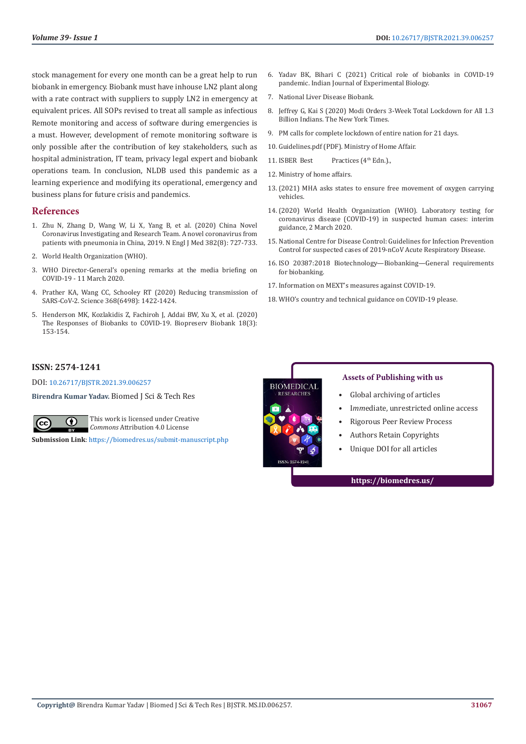stock management for every one month can be a great help to run biobank in emergency. Biobank must have inhouse LN2 plant along with a rate contract with suppliers to supply LN2 in emergency at equivalent prices. All SOPs revised to treat all sample as infectious Remote monitoring and access of software during emergencies is a must. However, development of remote monitoring software is only possible after the contribution of key stakeholders, such as hospital administration, IT team, privacy legal expert and biobank operations team. In conclusion, NLDB used this pandemic as a learning experience and modifying its operational, emergency and business plans for future crisis and pandemics.

## References

1. Zhu N, Zhang D, Wang W, Li X, Yang B, et al. (2020) China Novel Coronavirus Investigating and Research Team. A novel coronavirus from patients with pneumonia in China, 2019. N Engl J Med 382(8): 727-733.
2. World Health Organization (WHO).
3. WHO Director-General's opening remarks at the media briefing on COVID-19 - 11 March 2020.
4. Prather KA, Wang CC, Schooley RT (2020) Reducing transmission of SARS-CoV-2. Science 368(6498): 1422-1424.
5. Henderson MK, Kozlakidis Z, Fachiroh J, Addai BW, Xu X, et al. (2020) The Responses of Biobanks to COVID-19. Biopreserv Biobank 18(3): 153-154.
6. Yadav BK, Bihari C (2021) Critical role of biobanks in COVID-19 pandemic. Indian Journal of Experimental Biology.
7. National Liver Disease Biobank.
8. Jeffrey G, Kai S (2020) Modi Orders 3-Week Total Lockdown for All 1.3 Billion Indians. The New York Times.
9. PM calls for complete lockdown of entire nation for 21 days.
10. Guidelines.pdf (PDF). Ministry of Home Affair.
11. ISBER Best Practices (4th Edn.).,
12. Ministry of home affairs.
13. (2021) MHA asks states to ensure free movement of oxygen carrying vehicles.
14. (2020) World Health Organization (WHO). Laboratory testing for coronavirus disease (COVID-19) in suspected human cases: interim guidance, 2 March 2020.
15. National Centre for Disease Control: Guidelines for Infection Prevention Control for suspected cases of 2019-nCoV Acute Respiratory Disease.
16. ISO 20387:2018 Biotechnology—Biobanking—General requirements for biobanking.
17. Information on MEXT's measures against COVID-19.
18. WHO's country and technical guidance on COVID-19 please.

**ISSN: 2574-1241**

DOI: 10.26717/BJSTR.2021.39.006257

**Birendra Kumar Yadav.** Biomed J Sci & Tech Res

This work is licensed under Creative *Commons* Attribution 4.0 License

**Submission Link**: https://biomedres.us/submit-manuscript.php

### Assets of Publishing with us

- Global archiving of articles
- Immediate, unrestricted online access
- Rigorous Peer Review Process
- Authors Retain Copyrights
- Unique DOI for all articles

**https://biomedres.us/**